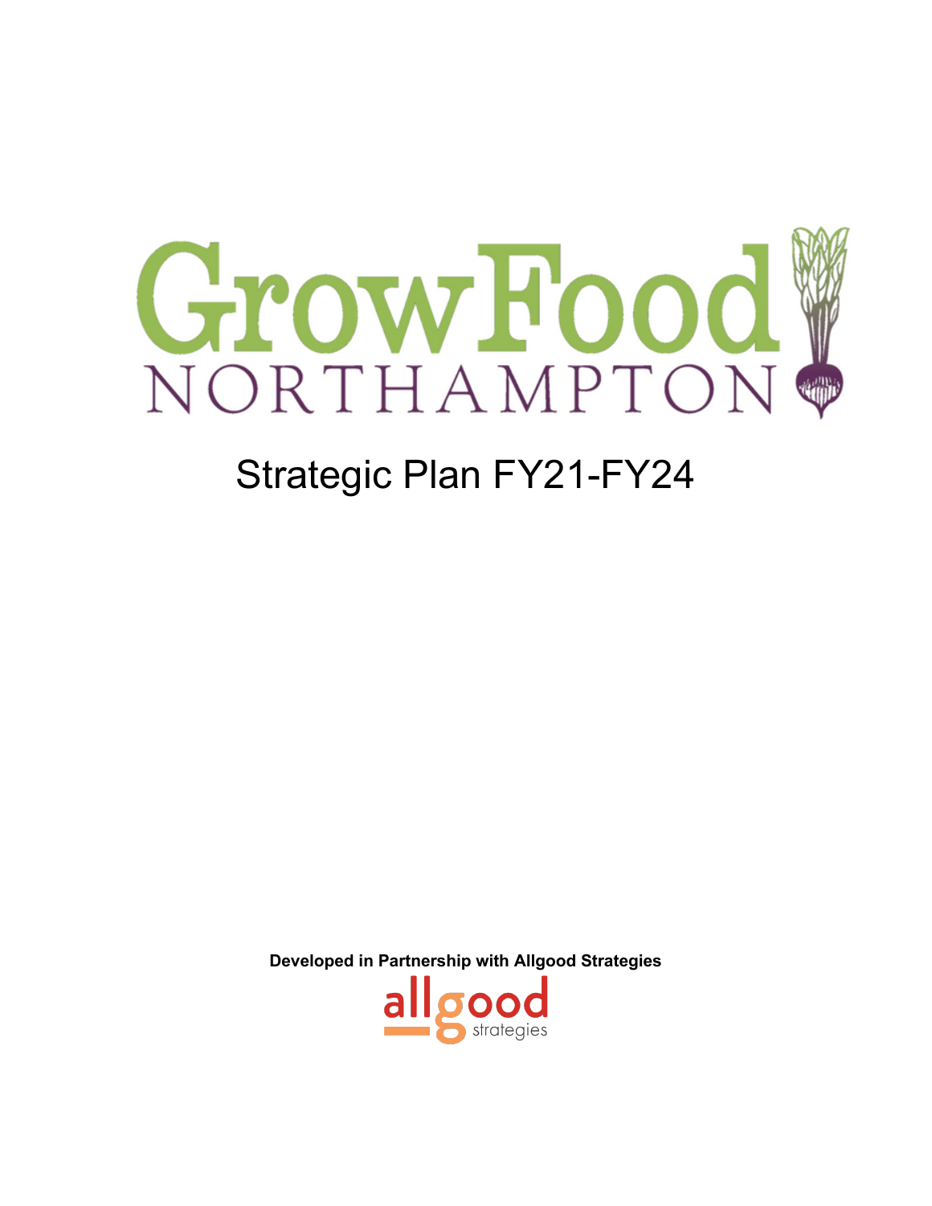# GrowFood NORTHAMPTON

## Strategic Plan FY21-FY24

**Developed in Partnership with Allgood Strategies**

allgood strategies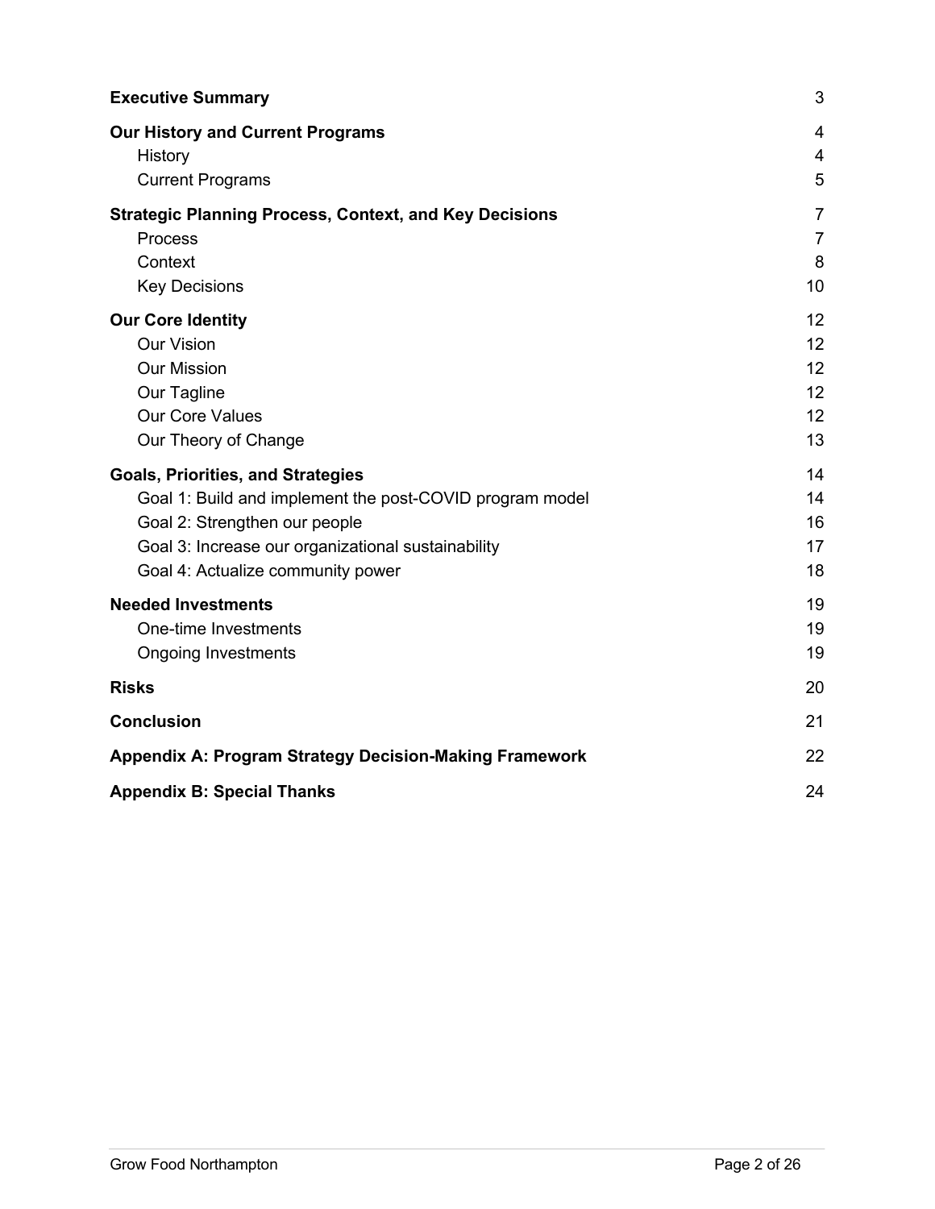| | |
|---|---|
| **Executive Summary** | 3 |
| **Our History and Current Programs** | 4 |
| History | 4 |
| Current Programs | 5 |
| **Strategic Planning Process, Context, and Key Decisions** | 7 |
| Process | 7 |
| Context | 8 |
| Key Decisions | 10 |
| **Our Core Identity** | 12 |
| Our Vision | 12 |
| Our Mission | 12 |
| Our Tagline | 12 |
| Our Core Values | 12 |
| Our Theory of Change | 13 |
| **Goals, Priorities, and Strategies** | 14 |
| Goal 1: Build and implement the post-COVID program model | 14 |
| Goal 2: Strengthen our people | 16 |
| Goal 3: Increase our organizational sustainability | 17 |
| Goal 4: Actualize community power | 18 |
| **Needed Investments** | 19 |
| One-time Investments | 19 |
| Ongoing Investments | 19 |
| **Risks** | 20 |
| **Conclusion** | 21 |
| **Appendix A: Program Strategy Decision-Making Framework** | 22 |
| **Appendix B: Special Thanks** | 24 |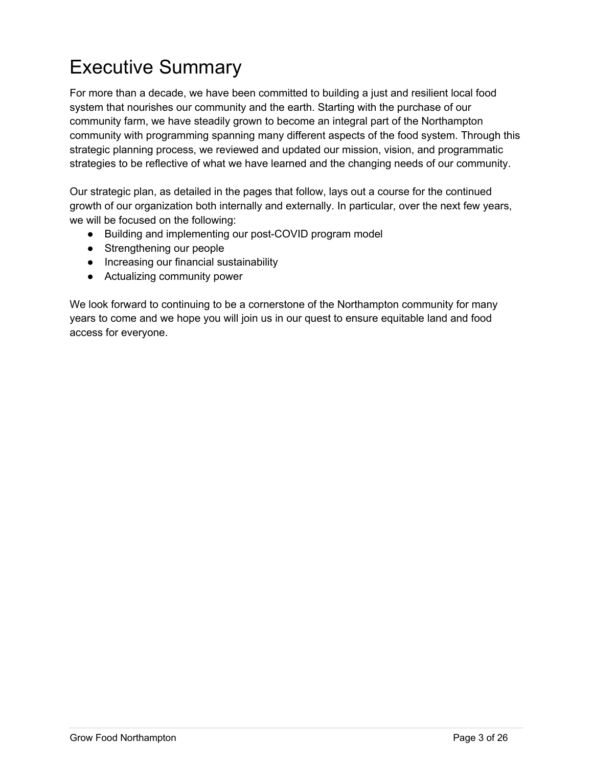# Executive Summary

For more than a decade, we have been committed to building a just and resilient local food system that nourishes our community and the earth. Starting with the purchase of our community farm, we have steadily grown to become an integral part of the Northampton community with programming spanning many different aspects of the food system. Through this strategic planning process, we reviewed and updated our mission, vision, and programmatic strategies to be reflective of what we have learned and the changing needs of our community.

Our strategic plan, as detailed in the pages that follow, lays out a course for the continued growth of our organization both internally and externally. In particular, over the next few years, we will be focused on the following:

- Building and implementing our post-COVID program model
- Strengthening our people
- Increasing our financial sustainability
- Actualizing community power

We look forward to continuing to be a cornerstone of the Northampton community for many years to come and we hope you will join us in our quest to ensure equitable land and food access for everyone.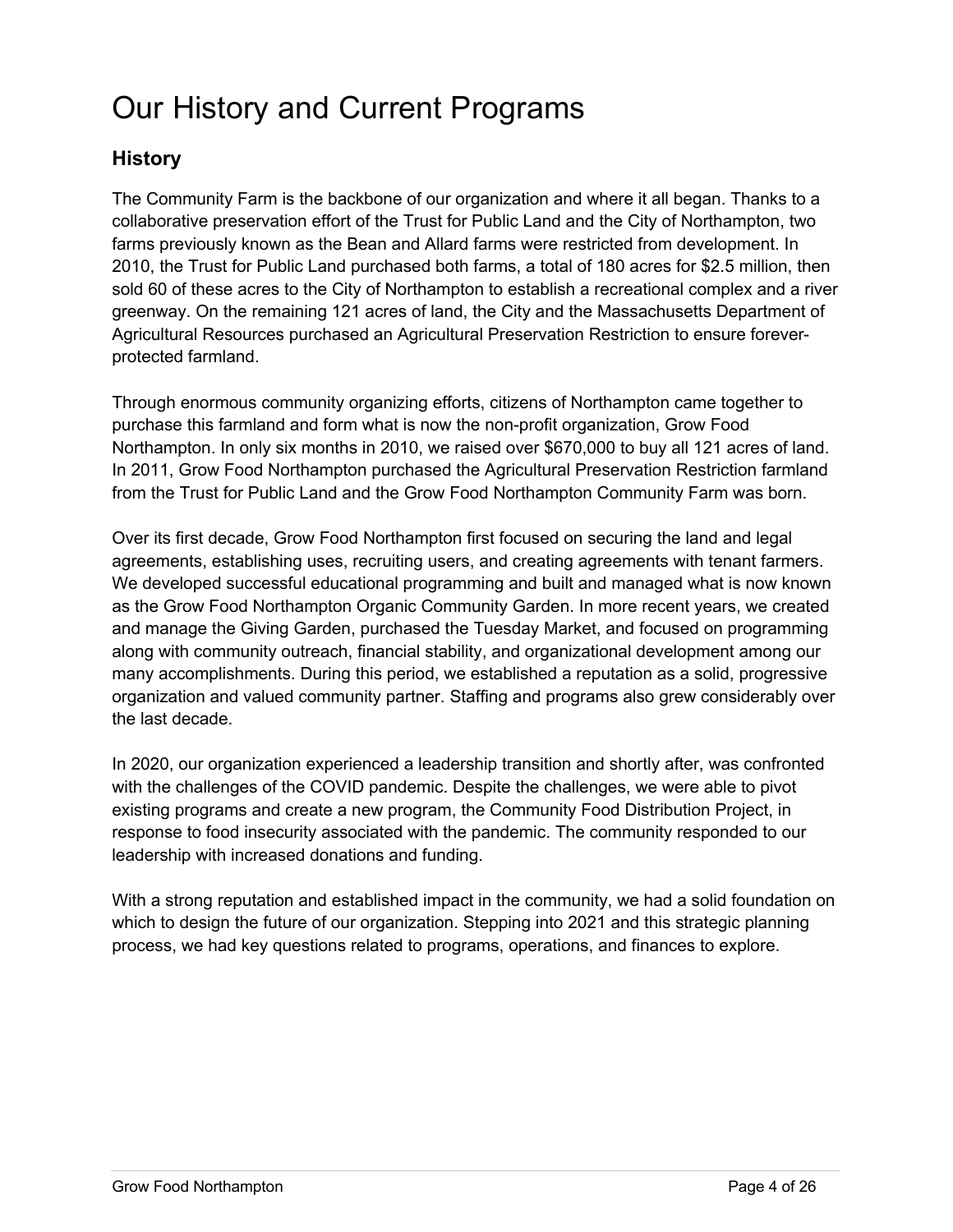# Our History and Current Programs

## History

The Community Farm is the backbone of our organization and where it all began. Thanks to a collaborative preservation effort of the Trust for Public Land and the City of Northampton, two farms previously known as the Bean and Allard farms were restricted from development. In 2010, the Trust for Public Land purchased both farms, a total of 180 acres for $2.5 million, then sold 60 of these acres to the City of Northampton to establish a recreational complex and a river greenway. On the remaining 121 acres of land, the City and the Massachusetts Department of Agricultural Resources purchased an Agricultural Preservation Restriction to ensure forever-protected farmland.

Through enormous community organizing efforts, citizens of Northampton came together to purchase this farmland and form what is now the non-profit organization, Grow Food Northampton. In only six months in 2010, we raised over $670,000 to buy all 121 acres of land. In 2011, Grow Food Northampton purchased the Agricultural Preservation Restriction farmland from the Trust for Public Land and the Grow Food Northampton Community Farm was born.

Over its first decade, Grow Food Northampton first focused on securing the land and legal agreements, establishing uses, recruiting users, and creating agreements with tenant farmers. We developed successful educational programming and built and managed what is now known as the Grow Food Northampton Organic Community Garden. In more recent years, we created and manage the Giving Garden, purchased the Tuesday Market, and focused on programming along with community outreach, financial stability, and organizational development among our many accomplishments. During this period, we established a reputation as a solid, progressive organization and valued community partner. Staffing and programs also grew considerably over the last decade.

In 2020, our organization experienced a leadership transition and shortly after, was confronted with the challenges of the COVID pandemic. Despite the challenges, we were able to pivot existing programs and create a new program, the Community Food Distribution Project, in response to food insecurity associated with the pandemic. The community responded to our leadership with increased donations and funding.

With a strong reputation and established impact in the community, we had a solid foundation on which to design the future of our organization. Stepping into 2021 and this strategic planning process, we had key questions related to programs, operations, and finances to explore.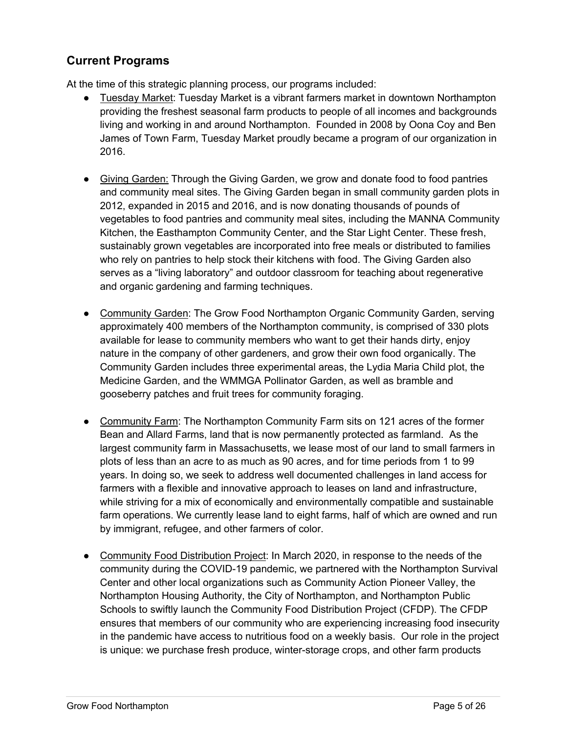## Current Programs

At the time of this strategic planning process, our programs included:

- Tuesday Market: Tuesday Market is a vibrant farmers market in downtown Northampton providing the freshest seasonal farm products to people of all incomes and backgrounds living and working in and around Northampton. Founded in 2008 by Oona Coy and Ben James of Town Farm, Tuesday Market proudly became a program of our organization in 2016.

- Giving Garden: Through the Giving Garden, we grow and donate food to food pantries and community meal sites. The Giving Garden began in small community garden plots in 2012, expanded in 2015 and 2016, and is now donating thousands of pounds of vegetables to food pantries and community meal sites, including the MANNA Community Kitchen, the Easthampton Community Center, and the Star Light Center. These fresh, sustainably grown vegetables are incorporated into free meals or distributed to families who rely on pantries to help stock their kitchens with food. The Giving Garden also serves as a "living laboratory" and outdoor classroom for teaching about regenerative and organic gardening and farming techniques.

- Community Garden: The Grow Food Northampton Organic Community Garden, serving approximately 400 members of the Northampton community, is comprised of 330 plots available for lease to community members who want to get their hands dirty, enjoy nature in the company of other gardeners, and grow their own food organically. The Community Garden includes three experimental areas, the Lydia Maria Child plot, the Medicine Garden, and the WMMGA Pollinator Garden, as well as bramble and gooseberry patches and fruit trees for community foraging.

- Community Farm: The Northampton Community Farm sits on 121 acres of the former Bean and Allard Farms, land that is now permanently protected as farmland. As the largest community farm in Massachusetts, we lease most of our land to small farmers in plots of less than an acre to as much as 90 acres, and for time periods from 1 to 99 years. In doing so, we seek to address well documented challenges in land access for farmers with a flexible and innovative approach to leases on land and infrastructure, while striving for a mix of economically and environmentally compatible and sustainable farm operations. We currently lease land to eight farms, half of which are owned and run by immigrant, refugee, and other farmers of color.

- Community Food Distribution Project: In March 2020, in response to the needs of the community during the COVID-19 pandemic, we partnered with the Northampton Survival Center and other local organizations such as Community Action Pioneer Valley, the Northampton Housing Authority, the City of Northampton, and Northampton Public Schools to swiftly launch the Community Food Distribution Project (CFDP). The CFDP ensures that members of our community who are experiencing increasing food insecurity in the pandemic have access to nutritious food on a weekly basis. Our role in the project is unique: we purchase fresh produce, winter-storage crops, and other farm products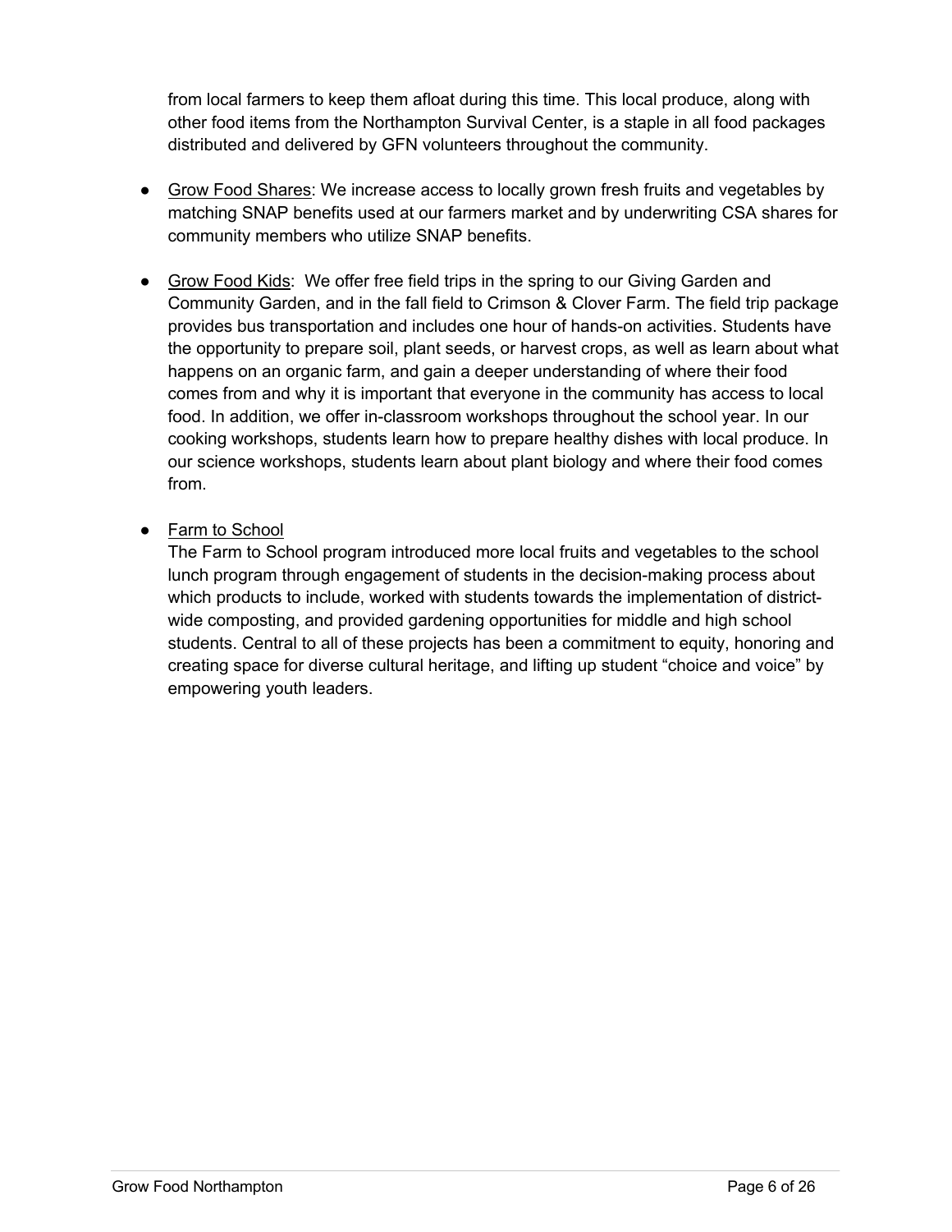from local farmers to keep them afloat during this time. This local produce, along with other food items from the Northampton Survival Center, is a staple in all food packages distributed and delivered by GFN volunteers throughout the community.

- <u>Grow Food Shares</u>: We increase access to locally grown fresh fruits and vegetables by matching SNAP benefits used at our farmers market and by underwriting CSA shares for community members who utilize SNAP benefits.

- <u>Grow Food Kids</u>: We offer free field trips in the spring to our Giving Garden and Community Garden, and in the fall field to Crimson & Clover Farm. The field trip package provides bus transportation and includes one hour of hands-on activities. Students have the opportunity to prepare soil, plant seeds, or harvest crops, as well as learn about what happens on an organic farm, and gain a deeper understanding of where their food comes from and why it is important that everyone in the community has access to local food. In addition, we offer in-classroom workshops throughout the school year. In our cooking workshops, students learn how to prepare healthy dishes with local produce. In our science workshops, students learn about plant biology and where their food comes from.

- <u>Farm to School</u>
  The Farm to School program introduced more local fruits and vegetables to the school lunch program through engagement of students in the decision-making process about which products to include, worked with students towards the implementation of district-wide composting, and provided gardening opportunities for middle and high school students. Central to all of these projects has been a commitment to equity, honoring and creating space for diverse cultural heritage, and lifting up student "choice and voice" by empowering youth leaders.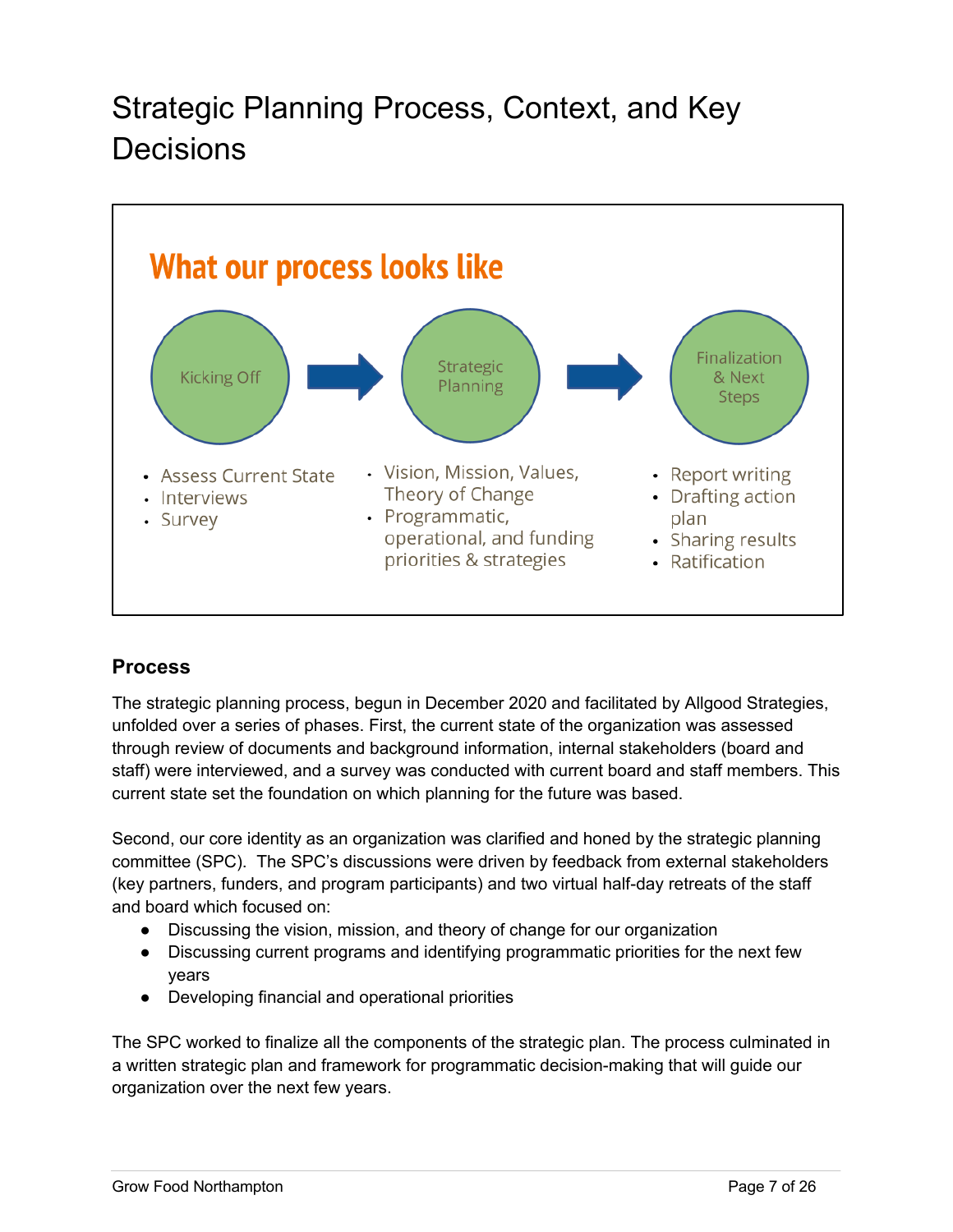# Strategic Planning Process, Context, and Key Decisions

**What our process looks like**

**Kicking Off** → **Strategic Planning** → **Finalization & Next Steps**

Kicking Off:
- Assess Current State
- Interviews
- Survey

Strategic Planning:
- Vision, Mission, Values, Theory of Change
- Programmatic, operational, and funding priorities & strategies

Finalization & Next Steps:
- Report writing
- Drafting action plan
- Sharing results
- Ratification

### Process

The strategic planning process, begun in December 2020 and facilitated by Allgood Strategies, unfolded over a series of phases. First, the current state of the organization was assessed through review of documents and background information, internal stakeholders (board and staff) were interviewed, and a survey was conducted with current board and staff members. This current state set the foundation on which planning for the future was based.

Second, our core identity as an organization was clarified and honed by the strategic planning committee (SPC). The SPC's discussions were driven by feedback from external stakeholders (key partners, funders, and program participants) and two virtual half-day retreats of the staff and board which focused on:

- Discussing the vision, mission, and theory of change for our organization
- Discussing current programs and identifying programmatic priorities for the next few years
- Developing financial and operational priorities

The SPC worked to finalize all the components of the strategic plan. The process culminated in a written strategic plan and framework for programmatic decision-making that will guide our organization over the next few years.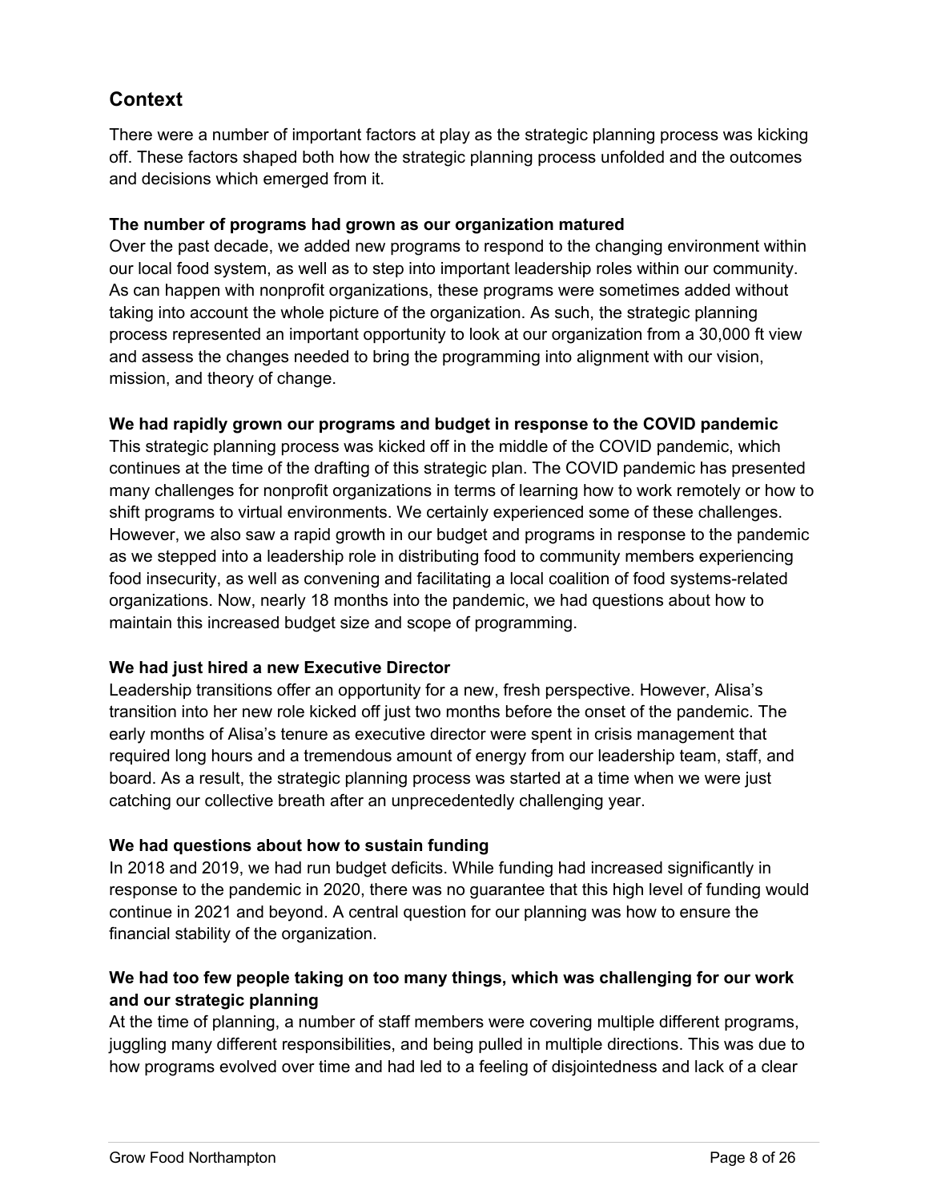## Context

There were a number of important factors at play as the strategic planning process was kicking off. These factors shaped both how the strategic planning process unfolded and the outcomes and decisions which emerged from it.

**The number of programs had grown as our organization matured**

Over the past decade, we added new programs to respond to the changing environment within our local food system, as well as to step into important leadership roles within our community. As can happen with nonprofit organizations, these programs were sometimes added without taking into account the whole picture of the organization. As such, the strategic planning process represented an important opportunity to look at our organization from a 30,000 ft view and assess the changes needed to bring the programming into alignment with our vision, mission, and theory of change.

**We had rapidly grown our programs and budget in response to the COVID pandemic**

This strategic planning process was kicked off in the middle of the COVID pandemic, which continues at the time of the drafting of this strategic plan. The COVID pandemic has presented many challenges for nonprofit organizations in terms of learning how to work remotely or how to shift programs to virtual environments. We certainly experienced some of these challenges. However, we also saw a rapid growth in our budget and programs in response to the pandemic as we stepped into a leadership role in distributing food to community members experiencing food insecurity, as well as convening and facilitating a local coalition of food systems-related organizations. Now, nearly 18 months into the pandemic, we had questions about how to maintain this increased budget size and scope of programming.

**We had just hired a new Executive Director**

Leadership transitions offer an opportunity for a new, fresh perspective. However, Alisa's transition into her new role kicked off just two months before the onset of the pandemic. The early months of Alisa's tenure as executive director were spent in crisis management that required long hours and a tremendous amount of energy from our leadership team, staff, and board. As a result, the strategic planning process was started at a time when we were just catching our collective breath after an unprecedentedly challenging year.

**We had questions about how to sustain funding**

In 2018 and 2019, we had run budget deficits. While funding had increased significantly in response to the pandemic in 2020, there was no guarantee that this high level of funding would continue in 2021 and beyond. A central question for our planning was how to ensure the financial stability of the organization.

**We had too few people taking on too many things, which was challenging for our work and our strategic planning**

At the time of planning, a number of staff members were covering multiple different programs, juggling many different responsibilities, and being pulled in multiple directions. This was due to how programs evolved over time and had led to a feeling of disjointedness and lack of a clear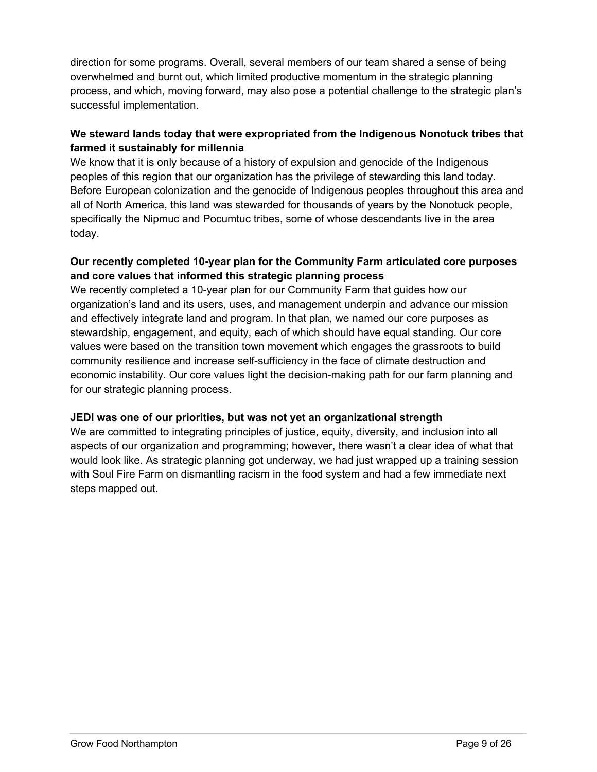direction for some programs. Overall, several members of our team shared a sense of being overwhelmed and burnt out, which limited productive momentum in the strategic planning process, and which, moving forward, may also pose a potential challenge to the strategic plan's successful implementation.

### We steward lands today that were expropriated from the Indigenous Nonotuck tribes that farmed it sustainably for millennia

We know that it is only because of a history of expulsion and genocide of the Indigenous peoples of this region that our organization has the privilege of stewarding this land today. Before European colonization and the genocide of Indigenous peoples throughout this area and all of North America, this land was stewarded for thousands of years by the Nonotuck people, specifically the Nipmuc and Pocumtuc tribes, some of whose descendants live in the area today.

### Our recently completed 10-year plan for the Community Farm articulated core purposes and core values that informed this strategic planning process

We recently completed a 10-year plan for our Community Farm that guides how our organization's land and its users, uses, and management underpin and advance our mission and effectively integrate land and program. In that plan, we named our core purposes as stewardship, engagement, and equity, each of which should have equal standing. Our core values were based on the transition town movement which engages the grassroots to build community resilience and increase self-sufficiency in the face of climate destruction and economic instability. Our core values light the decision-making path for our farm planning and for our strategic planning process.

### JEDI was one of our priorities, but was not yet an organizational strength

We are committed to integrating principles of justice, equity, diversity, and inclusion into all aspects of our organization and programming; however, there wasn't a clear idea of what that would look like. As strategic planning got underway, we had just wrapped up a training session with Soul Fire Farm on dismantling racism in the food system and had a few immediate next steps mapped out.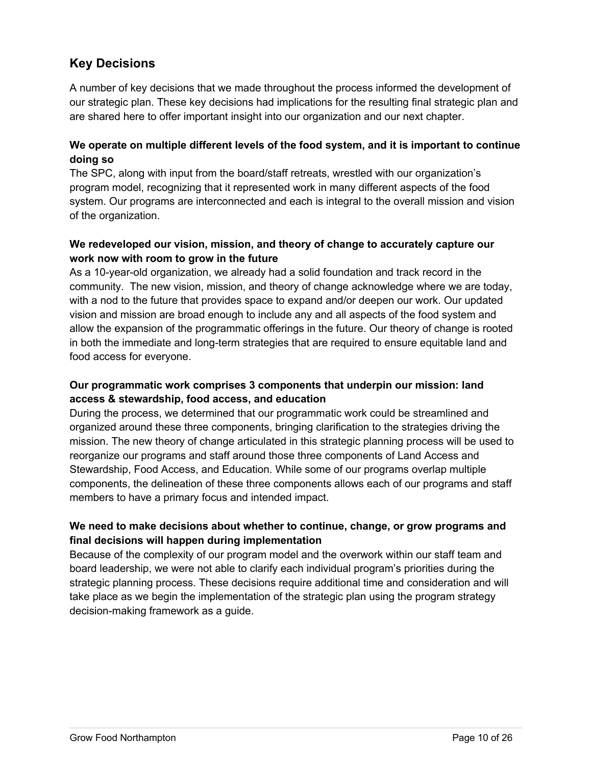## Key Decisions

A number of key decisions that we made throughout the process informed the development of our strategic plan. These key decisions had implications for the resulting final strategic plan and are shared here to offer important insight into our organization and our next chapter.

### We operate on multiple different levels of the food system, and it is important to continue doing so

The SPC, along with input from the board/staff retreats, wrestled with our organization's program model, recognizing that it represented work in many different aspects of the food system. Our programs are interconnected and each is integral to the overall mission and vision of the organization.

### We redeveloped our vision, mission, and theory of change to accurately capture our work now with room to grow in the future

As a 10-year-old organization, we already had a solid foundation and track record in the community. The new vision, mission, and theory of change acknowledge where we are today, with a nod to the future that provides space to expand and/or deepen our work. Our updated vision and mission are broad enough to include any and all aspects of the food system and allow the expansion of the programmatic offerings in the future. Our theory of change is rooted in both the immediate and long-term strategies that are required to ensure equitable land and food access for everyone.

### Our programmatic work comprises 3 components that underpin our mission: land access & stewardship, food access, and education

During the process, we determined that our programmatic work could be streamlined and organized around these three components, bringing clarification to the strategies driving the mission. The new theory of change articulated in this strategic planning process will be used to reorganize our programs and staff around those three components of Land Access and Stewardship, Food Access, and Education. While some of our programs overlap multiple components, the delineation of these three components allows each of our programs and staff members to have a primary focus and intended impact.

### We need to make decisions about whether to continue, change, or grow programs and final decisions will happen during implementation

Because of the complexity of our program model and the overwork within our staff team and board leadership, we were not able to clarify each individual program's priorities during the strategic planning process. These decisions require additional time and consideration and will take place as we begin the implementation of the strategic plan using the program strategy decision-making framework as a guide.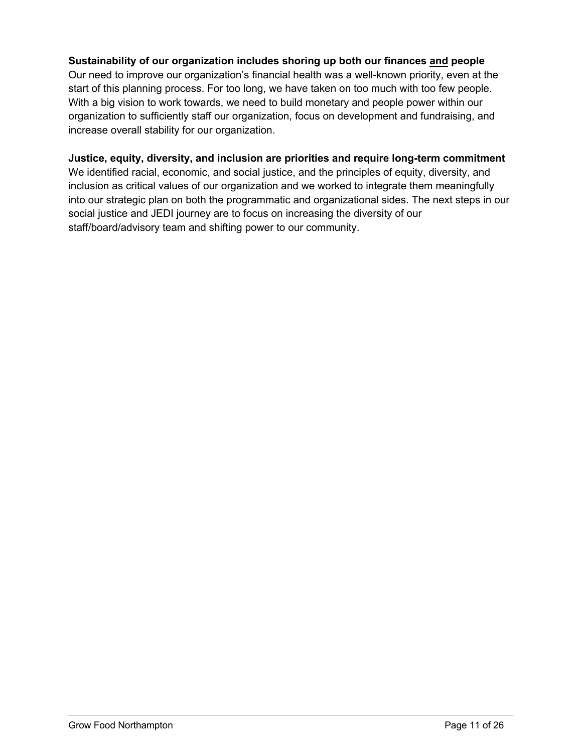**Sustainability of our organization includes shoring up both our finances <u>and</u> people**

Our need to improve our organization's financial health was a well-known priority, even at the start of this planning process. For too long, we have taken on too much with too few people. With a big vision to work towards, we need to build monetary and people power within our organization to sufficiently staff our organization, focus on development and fundraising, and increase overall stability for our organization.

**Justice, equity, diversity, and inclusion are priorities and require long-term commitment**

We identified racial, economic, and social justice, and the principles of equity, diversity, and inclusion as critical values of our organization and we worked to integrate them meaningfully into our strategic plan on both the programmatic and organizational sides. The next steps in our social justice and JEDI journey are to focus on increasing the diversity of our staff/board/advisory team and shifting power to our community.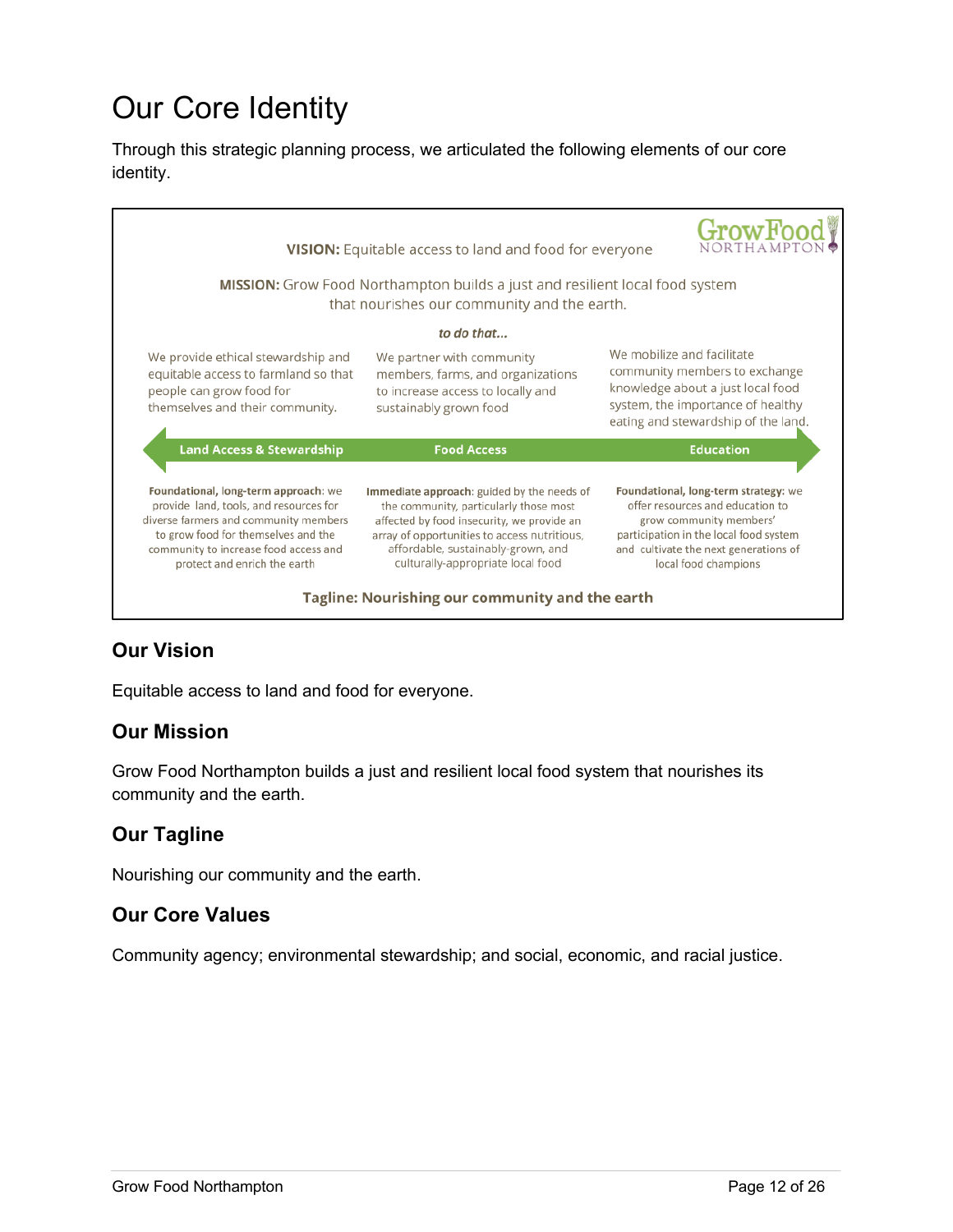# Our Core Identity

Through this strategic planning process, we articulated the following elements of our core identity.

GrowFood NORTHAMPTON

**VISION:** Equitable access to land and food for everyone

**MISSION:** Grow Food Northampton builds a just and resilient local food system that nourishes our community and the earth.

***to do that...***

| Land Access & Stewardship | Food Access | Education |
|---|---|---|
| We provide ethical stewardship and equitable access to farmland so that people can grow food for themselves and their community. | We partner with community members, farms, and organizations to increase access to locally and sustainably grown food | We mobilize and facilitate community members to exchange knowledge about a just local food system, the importance of healthy eating and stewardship of the land. |
| **Foundational, long-term approach**: we provide land, tools, and resources for diverse farmers and community members to grow food for themselves and the community to increase food access and protect and enrich the earth | **Immediate approach**: guided by the needs of the community, particularly those most affected by food insecurity, we provide an array of opportunities to access nutritious, affordable, sustainably-grown, and culturally-appropriate local food | **Foundational, long-term strategy**: we offer resources and education to grow community members' participation in the local food system and cultivate the next generations of local food champions |

**Tagline: Nourishing our community and the earth**

## Our Vision

Equitable access to land and food for everyone.

## Our Mission

Grow Food Northampton builds a just and resilient local food system that nourishes its community and the earth.

## Our Tagline

Nourishing our community and the earth.

## Our Core Values

Community agency; environmental stewardship; and social, economic, and racial justice.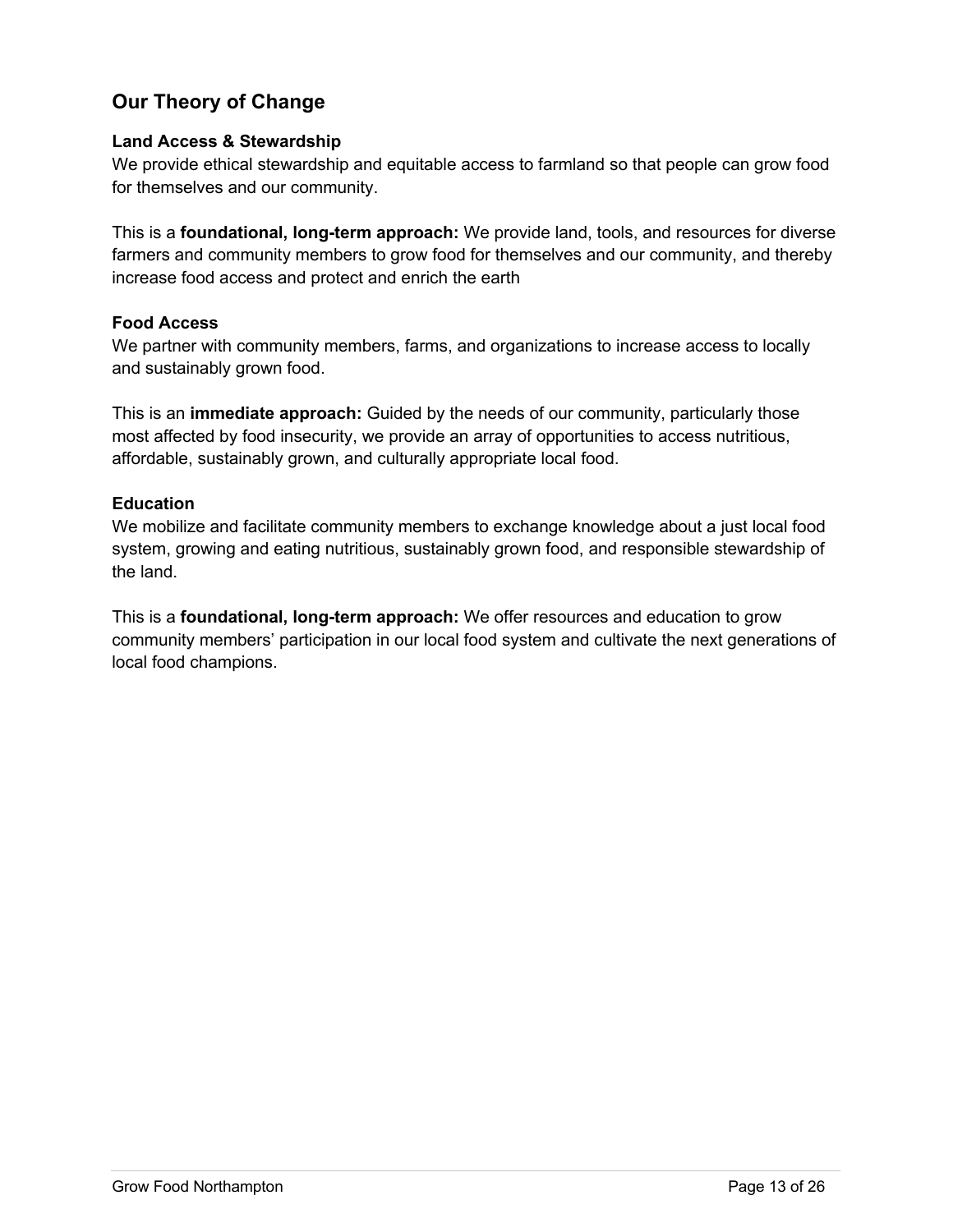## Our Theory of Change

### Land Access & Stewardship

We provide ethical stewardship and equitable access to farmland so that people can grow food for themselves and our community.

This is a **foundational, long-term approach:** We provide land, tools, and resources for diverse farmers and community members to grow food for themselves and our community, and thereby increase food access and protect and enrich the earth

### Food Access

We partner with community members, farms, and organizations to increase access to locally and sustainably grown food.

This is an **immediate approach:** Guided by the needs of our community, particularly those most affected by food insecurity, we provide an array of opportunities to access nutritious, affordable, sustainably grown, and culturally appropriate local food.

### Education

We mobilize and facilitate community members to exchange knowledge about a just local food system, growing and eating nutritious, sustainably grown food, and responsible stewardship of the land.

This is a **foundational, long-term approach:** We offer resources and education to grow community members' participation in our local food system and cultivate the next generations of local food champions.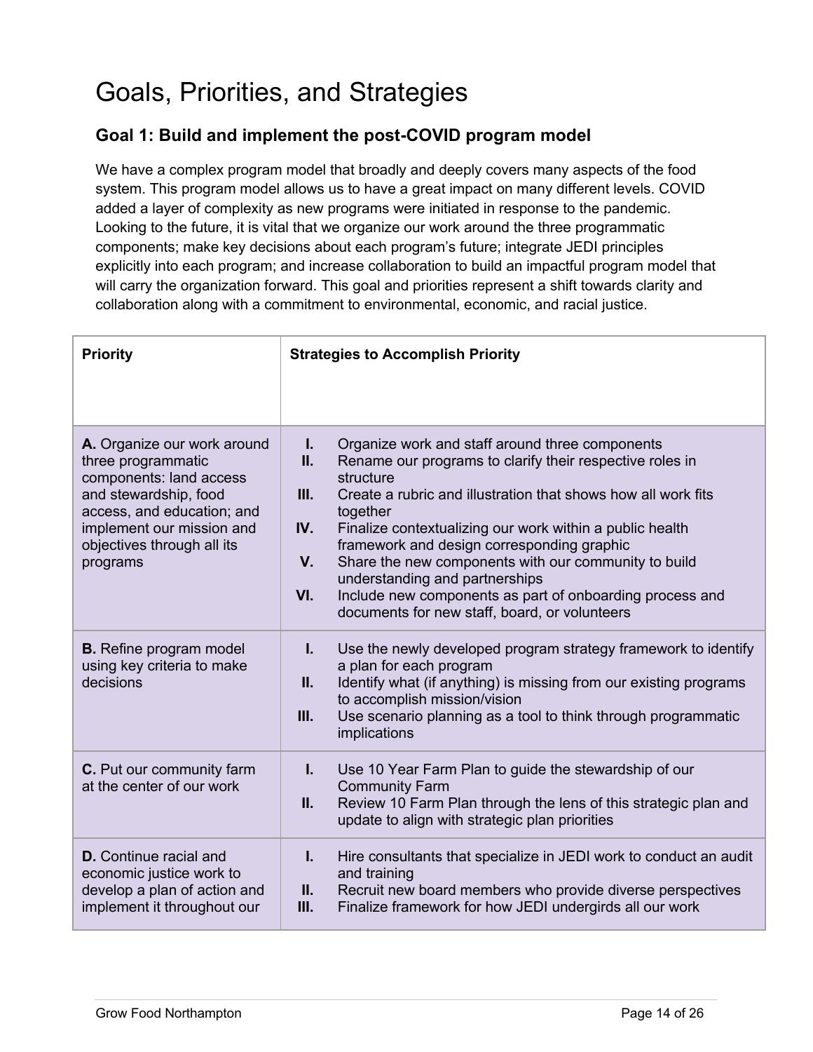# Goals, Priorities, and Strategies

## Goal 1: Build and implement the post-COVID program model

We have a complex program model that broadly and deeply covers many aspects of the food system. This program model allows us to have a great impact on many different levels. COVID added a layer of complexity as new programs were initiated in response to the pandemic. Looking to the future, it is vital that we organize our work around the three programmatic components; make key decisions about each program's future; integrate JEDI principles explicitly into each program; and increase collaboration to build an impactful program model that will carry the organization forward. This goal and priorities represent a shift towards clarity and collaboration along with a commitment to environmental, economic, and racial justice.

| Priority | Strategies to Accomplish Priority |
| --- | --- |
| **A.** Organize our work around three programmatic components: land access and stewardship, food access, and education; and implement our mission and objectives through all its programs | **I.** Organize work and staff around three components<br>**II.** Rename our programs to clarify their respective roles in structure<br>**III.** Create a rubric and illustration that shows how all work fits together<br>**IV.** Finalize contextualizing our work within a public health framework and design corresponding graphic<br>**V.** Share the new components with our community to build understanding and partnerships<br>**VI.** Include new components as part of onboarding process and documents for new staff, board, or volunteers |
| **B.** Refine program model using key criteria to make decisions | **I.** Use the newly developed program strategy framework to identify a plan for each program<br>**II.** Identify what (if anything) is missing from our existing programs to accomplish mission/vision<br>**III.** Use scenario planning as a tool to think through programmatic implications |
| **C.** Put our community farm at the center of our work | **I.** Use 10 Year Farm Plan to guide the stewardship of our Community Farm<br>**II.** Review 10 Farm Plan through the lens of this strategic plan and update to align with strategic plan priorities |
| **D.** Continue racial and economic justice work to develop a plan of action and implement it throughout our | **I.** Hire consultants that specialize in JEDI work to conduct an audit and training<br>**II.** Recruit new board members who provide diverse perspectives<br>**III.** Finalize framework for how JEDI undergirds all our work |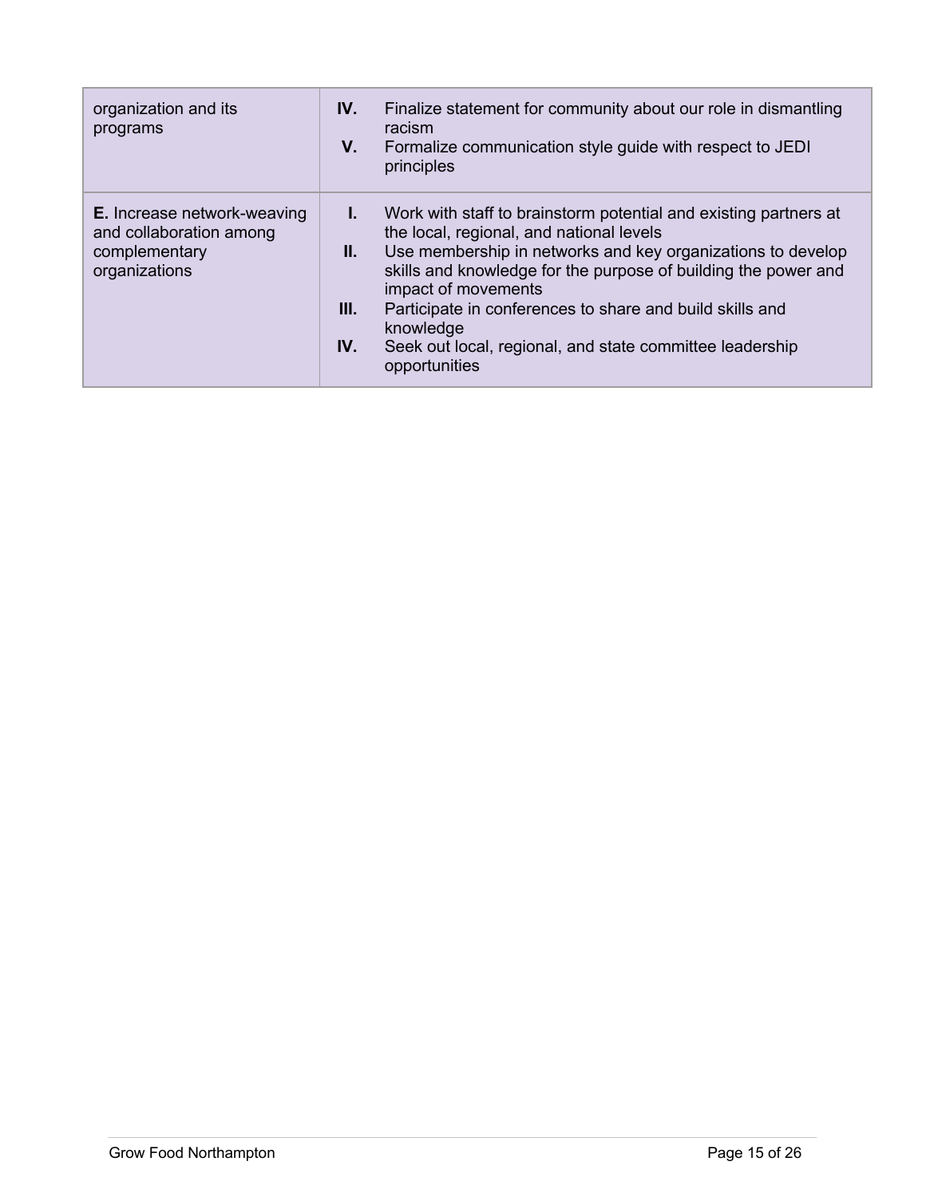| | |
|---|---|
| organization and its programs | **IV.** Finalize statement for community about our role in dismantling racism<br>**V.** Formalize communication style guide with respect to JEDI principles |
| **E.** Increase network-weaving and collaboration among complementary organizations | **I.** Work with staff to brainstorm potential and existing partners at the local, regional, and national levels<br>**II.** Use membership in networks and key organizations to develop skills and knowledge for the purpose of building the power and impact of movements<br>**III.** Participate in conferences to share and build skills and knowledge<br>**IV.** Seek out local, regional, and state committee leadership opportunities |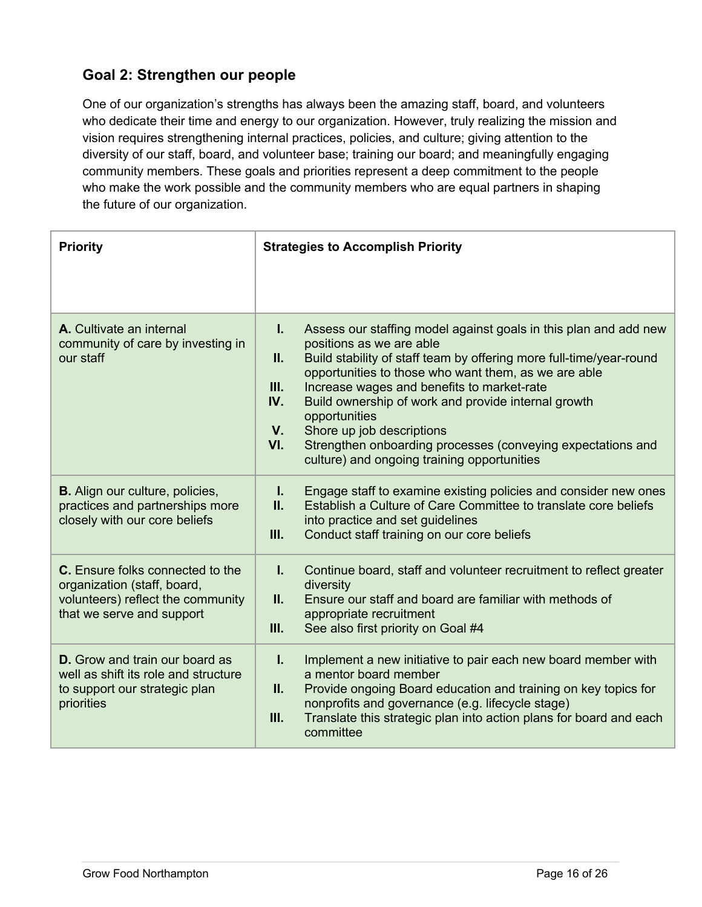## Goal 2: Strengthen our people

One of our organization's strengths has always been the amazing staff, board, and volunteers who dedicate their time and energy to our organization. However, truly realizing the mission and vision requires strengthening internal practices, policies, and culture; giving attention to the diversity of our staff, board, and volunteer base; training our board; and meaningfully engaging community members. These goals and priorities represent a deep commitment to the people who make the work possible and the community members who are equal partners in shaping the future of our organization.

| Priority | Strategies to Accomplish Priority |
|---|---|
| **A.** Cultivate an internal community of care by investing in our staff | **I.** Assess our staffing model against goals in this plan and add new positions as we are able<br>**II.** Build stability of staff team by offering more full-time/year-round opportunities to those who want them, as we are able<br>**III.** Increase wages and benefits to market-rate<br>**IV.** Build ownership of work and provide internal growth opportunities<br>**V.** Shore up job descriptions<br>**VI.** Strengthen onboarding processes (conveying expectations and culture) and ongoing training opportunities |
| **B.** Align our culture, policies, practices and partnerships more closely with our core beliefs | **I.** Engage staff to examine existing policies and consider new ones<br>**II.** Establish a Culture of Care Committee to translate core beliefs into practice and set guidelines<br>**III.** Conduct staff training on our core beliefs |
| **C.** Ensure folks connected to the organization (staff, board, volunteers) reflect the community that we serve and support | **I.** Continue board, staff and volunteer recruitment to reflect greater diversity<br>**II.** Ensure our staff and board are familiar with methods of appropriate recruitment<br>**III.** See also first priority on Goal #4 |
| **D.** Grow and train our board as well as shift its role and structure to support our strategic plan priorities | **I.** Implement a new initiative to pair each new board member with a mentor board member<br>**II.** Provide ongoing Board education and training on key topics for nonprofits and governance (e.g. lifecycle stage)<br>**III.** Translate this strategic plan into action plans for board and each committee |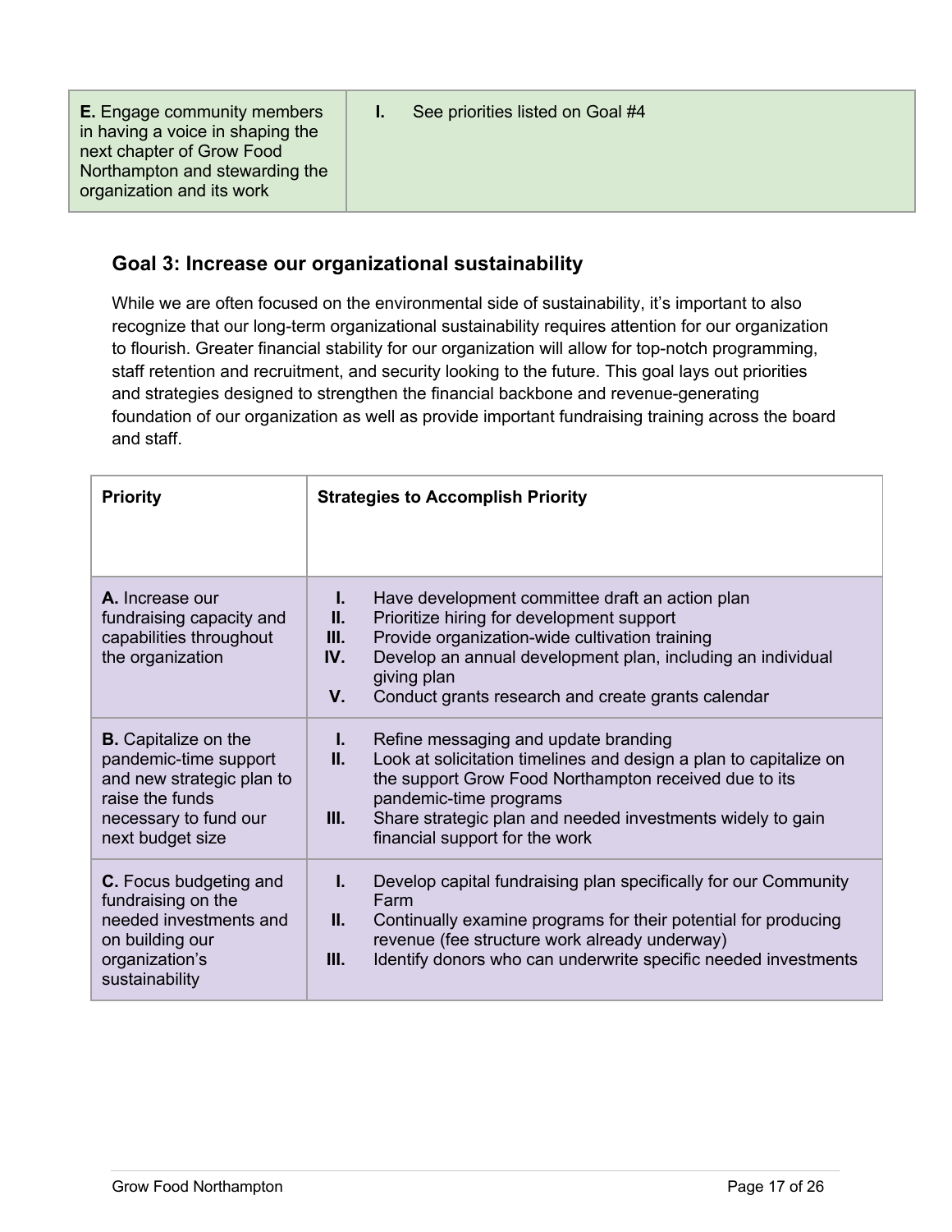| | |
|---|---|
| **E.** Engage community members in having a voice in shaping the next chapter of Grow Food Northampton and stewarding the organization and its work | I. See priorities listed on Goal #4 |

## Goal 3: Increase our organizational sustainability

While we are often focused on the environmental side of sustainability, it's important to also recognize that our long-term organizational sustainability requires attention for our organization to flourish. Greater financial stability for our organization will allow for top-notch programming, staff retention and recruitment, and security looking to the future. This goal lays out priorities and strategies designed to strengthen the financial backbone and revenue-generating foundation of our organization as well as provide important fundraising training across the board and staff.

| Priority | Strategies to Accomplish Priority |
|---|---|
| **A.** Increase our fundraising capacity and capabilities throughout the organization | I. Have development committee draft an action plan<br>II. Prioritize hiring for development support<br>III. Provide organization-wide cultivation training<br>IV. Develop an annual development plan, including an individual giving plan<br>V. Conduct grants research and create grants calendar |
| **B.** Capitalize on the pandemic-time support and new strategic plan to raise the funds necessary to fund our next budget size | I. Refine messaging and update branding<br>II. Look at solicitation timelines and design a plan to capitalize on the support Grow Food Northampton received due to its pandemic-time programs<br>III. Share strategic plan and needed investments widely to gain financial support for the work |
| **C.** Focus budgeting and fundraising on the needed investments and on building our organization's sustainability | I. Develop capital fundraising plan specifically for our Community Farm<br>II. Continually examine programs for their potential for producing revenue (fee structure work already underway)<br>III. Identify donors who can underwrite specific needed investments |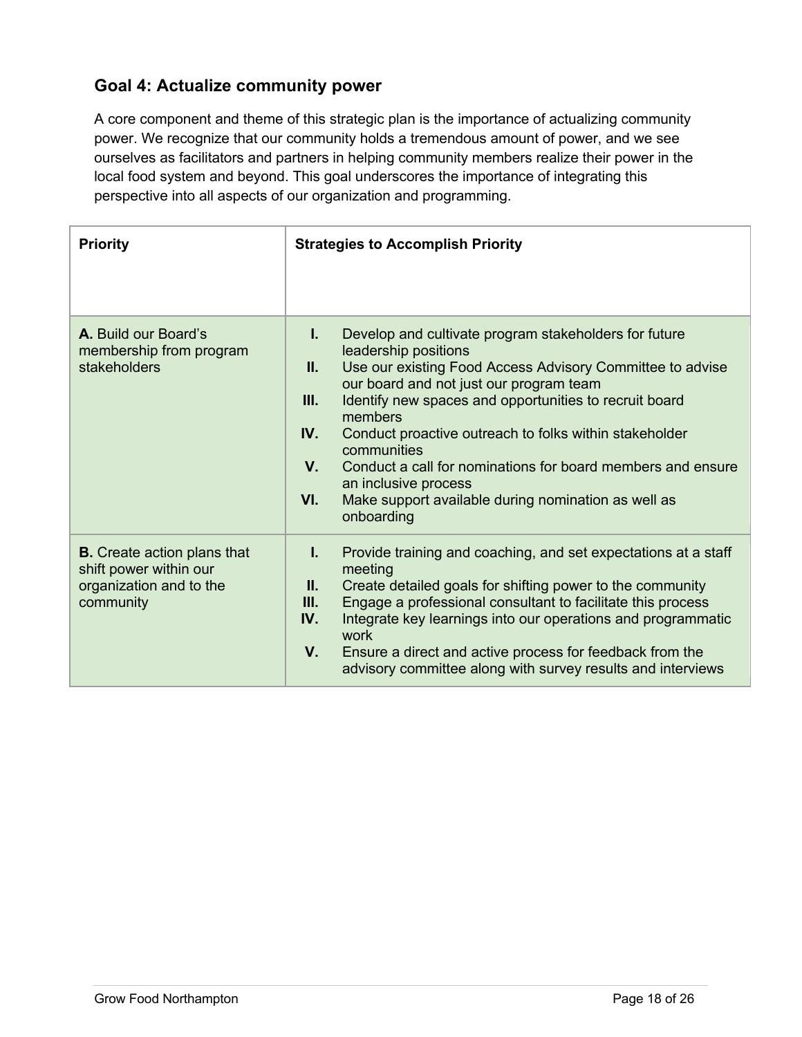## Goal 4: Actualize community power

A core component and theme of this strategic plan is the importance of actualizing community power. We recognize that our community holds a tremendous amount of power, and we see ourselves as facilitators and partners in helping community members realize their power in the local food system and beyond. This goal underscores the importance of integrating this perspective into all aspects of our organization and programming.

| Priority | Strategies to Accomplish Priority |
|---|---|
| **A.** Build our Board's membership from program stakeholders | **I.** Develop and cultivate program stakeholders for future leadership positions<br>**II.** Use our existing Food Access Advisory Committee to advise our board and not just our program team<br>**III.** Identify new spaces and opportunities to recruit board members<br>**IV.** Conduct proactive outreach to folks within stakeholder communities<br>**V.** Conduct a call for nominations for board members and ensure an inclusive process<br>**VI.** Make support available during nomination as well as onboarding |
| **B.** Create action plans that shift power within our organization and to the community | **I.** Provide training and coaching, and set expectations at a staff meeting<br>**II.** Create detailed goals for shifting power to the community<br>**III.** Engage a professional consultant to facilitate this process<br>**IV.** Integrate key learnings into our operations and programmatic work<br>**V.** Ensure a direct and active process for feedback from the advisory committee along with survey results and interviews |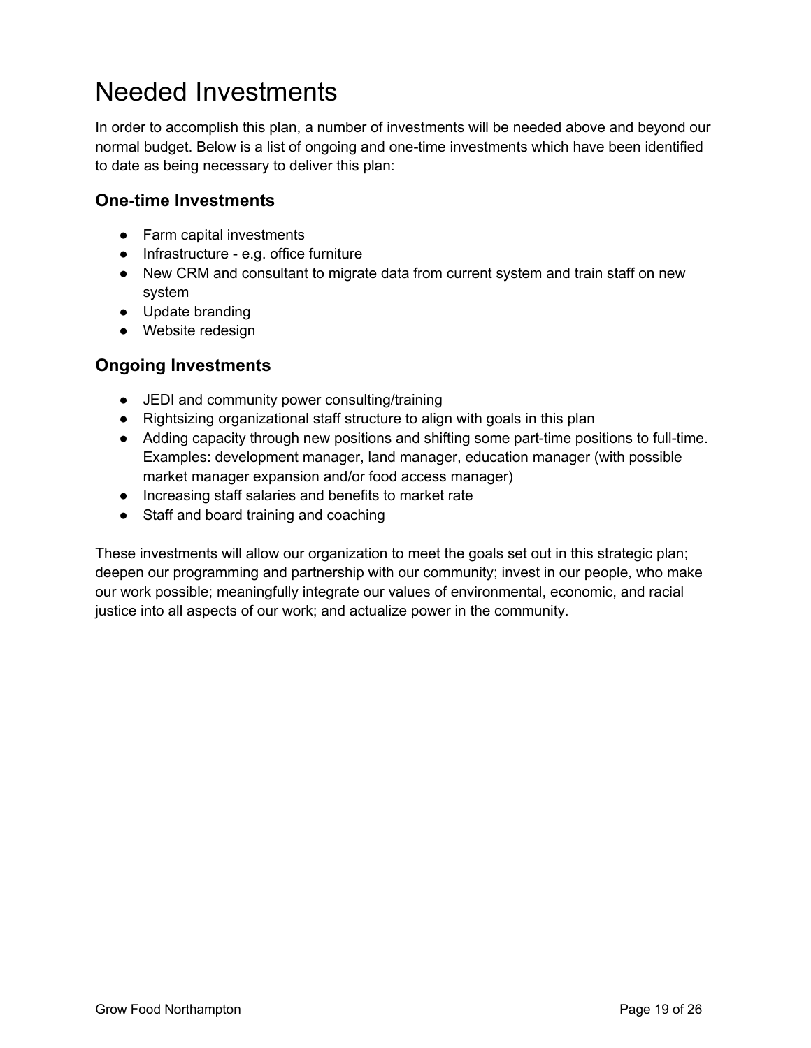# Needed Investments

In order to accomplish this plan, a number of investments will be needed above and beyond our normal budget. Below is a list of ongoing and one-time investments which have been identified to date as being necessary to deliver this plan:

## One-time Investments

- Farm capital investments
- Infrastructure - e.g. office furniture
- New CRM and consultant to migrate data from current system and train staff on new system
- Update branding
- Website redesign

## Ongoing Investments

- JEDI and community power consulting/training
- Rightsizing organizational staff structure to align with goals in this plan
- Adding capacity through new positions and shifting some part-time positions to full-time. Examples: development manager, land manager, education manager (with possible market manager expansion and/or food access manager)
- Increasing staff salaries and benefits to market rate
- Staff and board training and coaching

These investments will allow our organization to meet the goals set out in this strategic plan; deepen our programming and partnership with our community; invest in our people, who make our work possible; meaningfully integrate our values of environmental, economic, and racial justice into all aspects of our work; and actualize power in the community.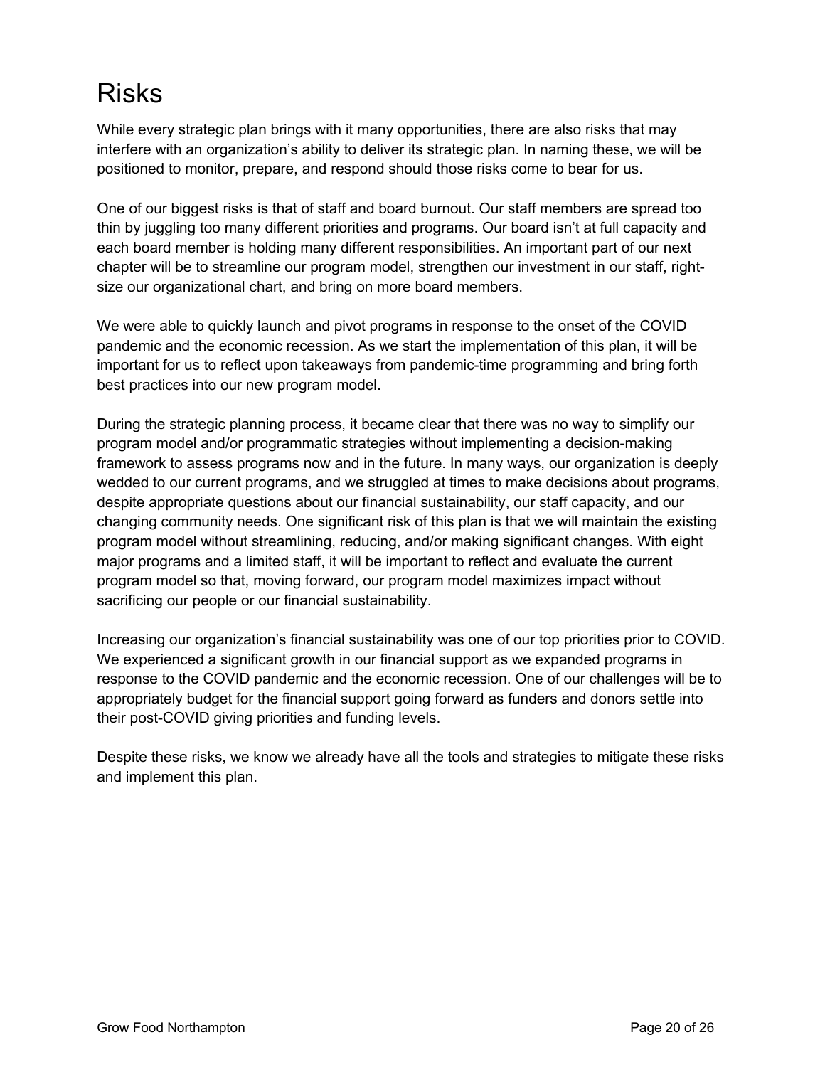# Risks

While every strategic plan brings with it many opportunities, there are also risks that may interfere with an organization's ability to deliver its strategic plan. In naming these, we will be positioned to monitor, prepare, and respond should those risks come to bear for us.

One of our biggest risks is that of staff and board burnout. Our staff members are spread too thin by juggling too many different priorities and programs. Our board isn't at full capacity and each board member is holding many different responsibilities. An important part of our next chapter will be to streamline our program model, strengthen our investment in our staff, right-size our organizational chart, and bring on more board members.

We were able to quickly launch and pivot programs in response to the onset of the COVID pandemic and the economic recession. As we start the implementation of this plan, it will be important for us to reflect upon takeaways from pandemic-time programming and bring forth best practices into our new program model.

During the strategic planning process, it became clear that there was no way to simplify our program model and/or programmatic strategies without implementing a decision-making framework to assess programs now and in the future. In many ways, our organization is deeply wedded to our current programs, and we struggled at times to make decisions about programs, despite appropriate questions about our financial sustainability, our staff capacity, and our changing community needs. One significant risk of this plan is that we will maintain the existing program model without streamlining, reducing, and/or making significant changes. With eight major programs and a limited staff, it will be important to reflect and evaluate the current program model so that, moving forward, our program model maximizes impact without sacrificing our people or our financial sustainability.

Increasing our organization's financial sustainability was one of our top priorities prior to COVID. We experienced a significant growth in our financial support as we expanded programs in response to the COVID pandemic and the economic recession. One of our challenges will be to appropriately budget for the financial support going forward as funders and donors settle into their post-COVID giving priorities and funding levels.

Despite these risks, we know we already have all the tools and strategies to mitigate these risks and implement this plan.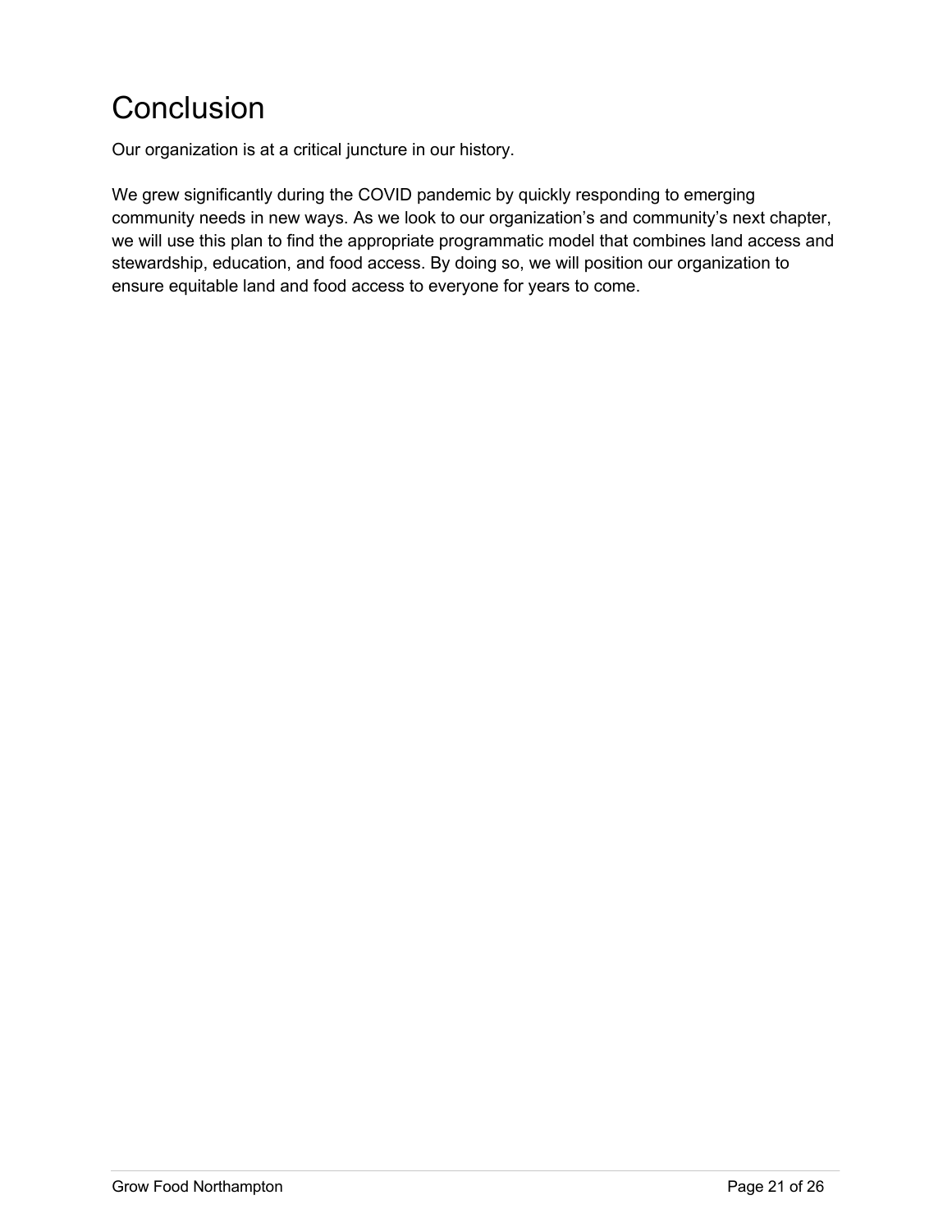# Conclusion

Our organization is at a critical juncture in our history.

We grew significantly during the COVID pandemic by quickly responding to emerging community needs in new ways. As we look to our organization's and community's next chapter, we will use this plan to find the appropriate programmatic model that combines land access and stewardship, education, and food access. By doing so, we will position our organization to ensure equitable land and food access to everyone for years to come.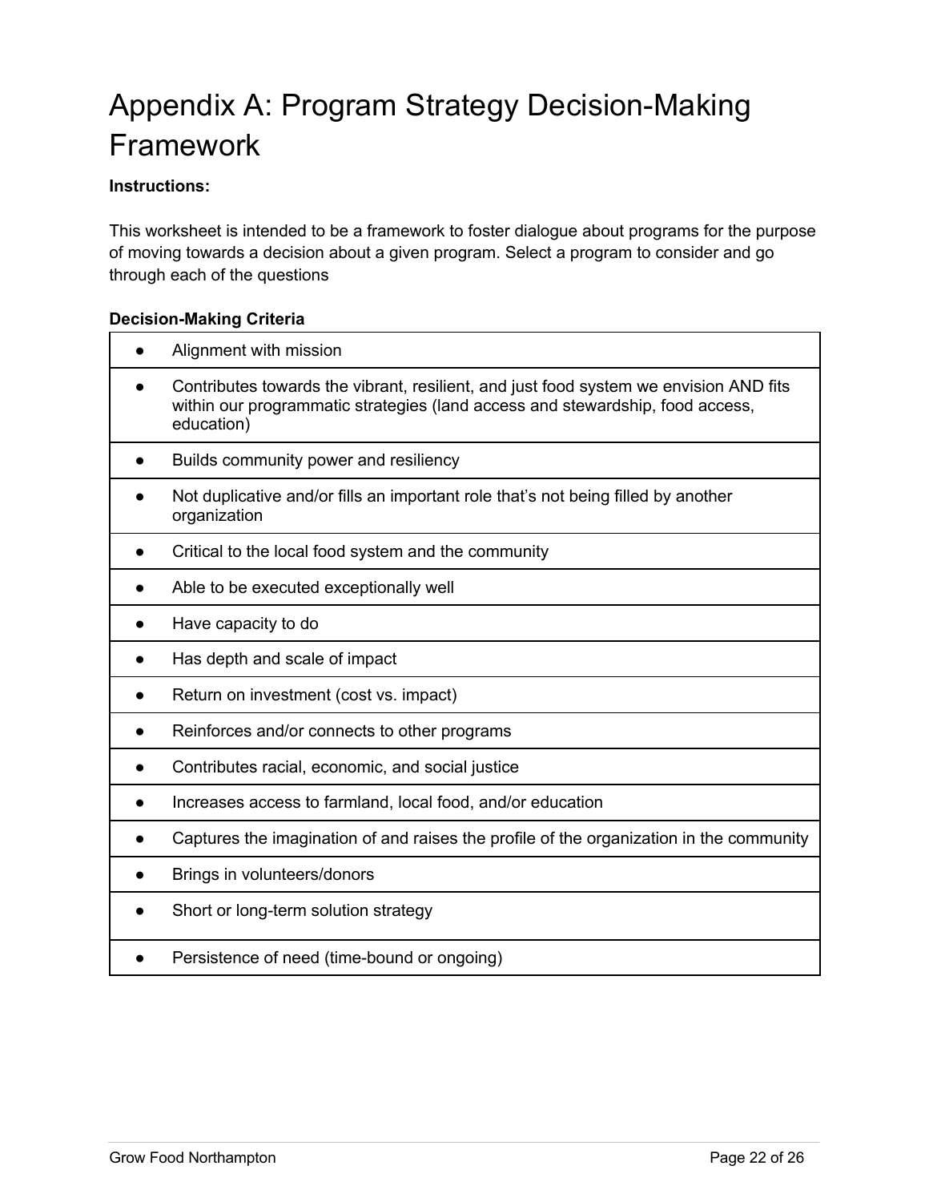# Appendix A: Program Strategy Decision-Making Framework

**Instructions:**

This worksheet is intended to be a framework to foster dialogue about programs for the purpose of moving towards a decision about a given program. Select a program to consider and go through each of the questions

**Decision-Making Criteria**

| |
|---|
| • Alignment with mission |
| • Contributes towards the vibrant, resilient, and just food system we envision AND fits within our programmatic strategies (land access and stewardship, food access, education) |
| • Builds community power and resiliency |
| • Not duplicative and/or fills an important role that's not being filled by another organization |
| • Critical to the local food system and the community |
| • Able to be executed exceptionally well |
| • Have capacity to do |
| • Has depth and scale of impact |
| • Return on investment (cost vs. impact) |
| • Reinforces and/or connects to other programs |
| • Contributes racial, economic, and social justice |
| • Increases access to farmland, local food, and/or education |
| • Captures the imagination of and raises the profile of the organization in the community |
| • Brings in volunteers/donors |
| • Short or long-term solution strategy |
| • Persistence of need (time-bound or ongoing) |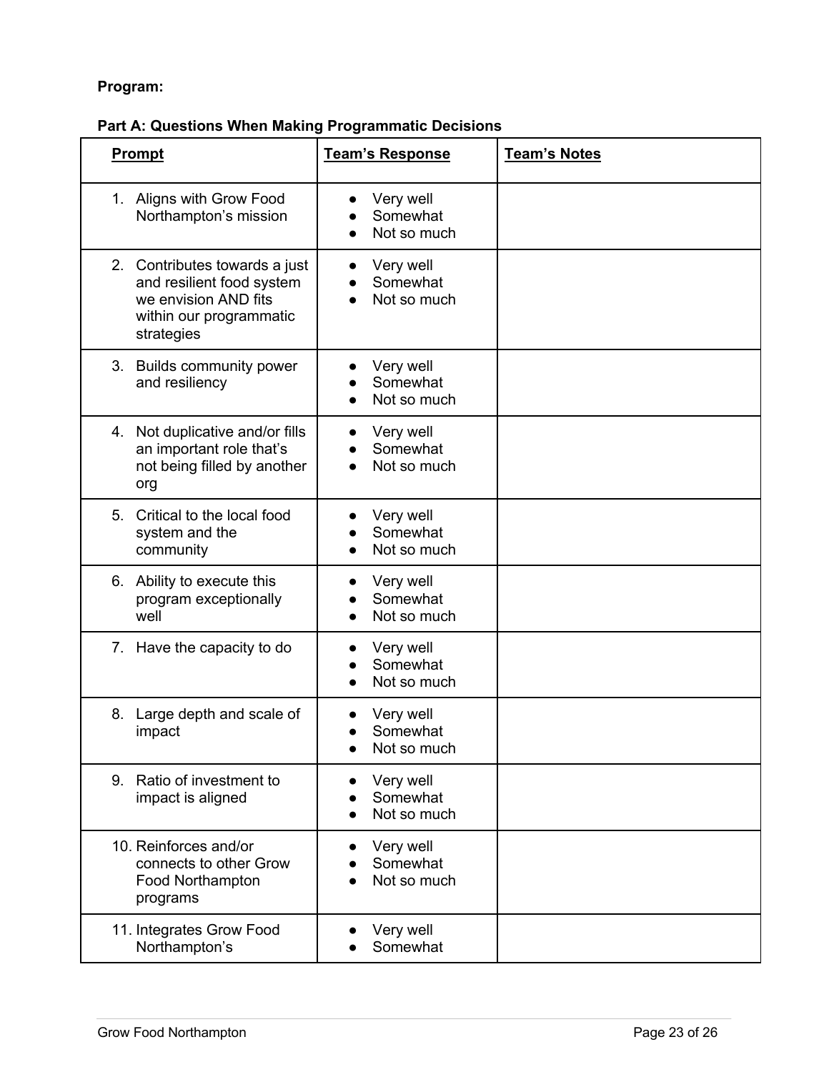**Program:**

**Part A: Questions When Making Programmatic Decisions**

| Prompt | Team's Response | Team's Notes |
|---|---|---|
| 1. Aligns with Grow Food Northampton's mission | ● Very well<br>● Somewhat<br>● Not so much | |
| 2. Contributes towards a just and resilient food system we envision AND fits within our programmatic strategies | ● Very well<br>● Somewhat<br>● Not so much | |
| 3. Builds community power and resiliency | ● Very well<br>● Somewhat<br>● Not so much | |
| 4. Not duplicative and/or fills an important role that's not being filled by another org | ● Very well<br>● Somewhat<br>● Not so much | |
| 5. Critical to the local food system and the community | ● Very well<br>● Somewhat<br>● Not so much | |
| 6. Ability to execute this program exceptionally well | ● Very well<br>● Somewhat<br>● Not so much | |
| 7. Have the capacity to do | ● Very well<br>● Somewhat<br>● Not so much | |
| 8. Large depth and scale of impact | ● Very well<br>● Somewhat<br>● Not so much | |
| 9. Ratio of investment to impact is aligned | ● Very well<br>● Somewhat<br>● Not so much | |
| 10. Reinforces and/or connects to other Grow Food Northampton programs | ● Very well<br>● Somewhat<br>● Not so much | |
| 11. Integrates Grow Food Northampton's | ● Very well<br>● Somewhat | |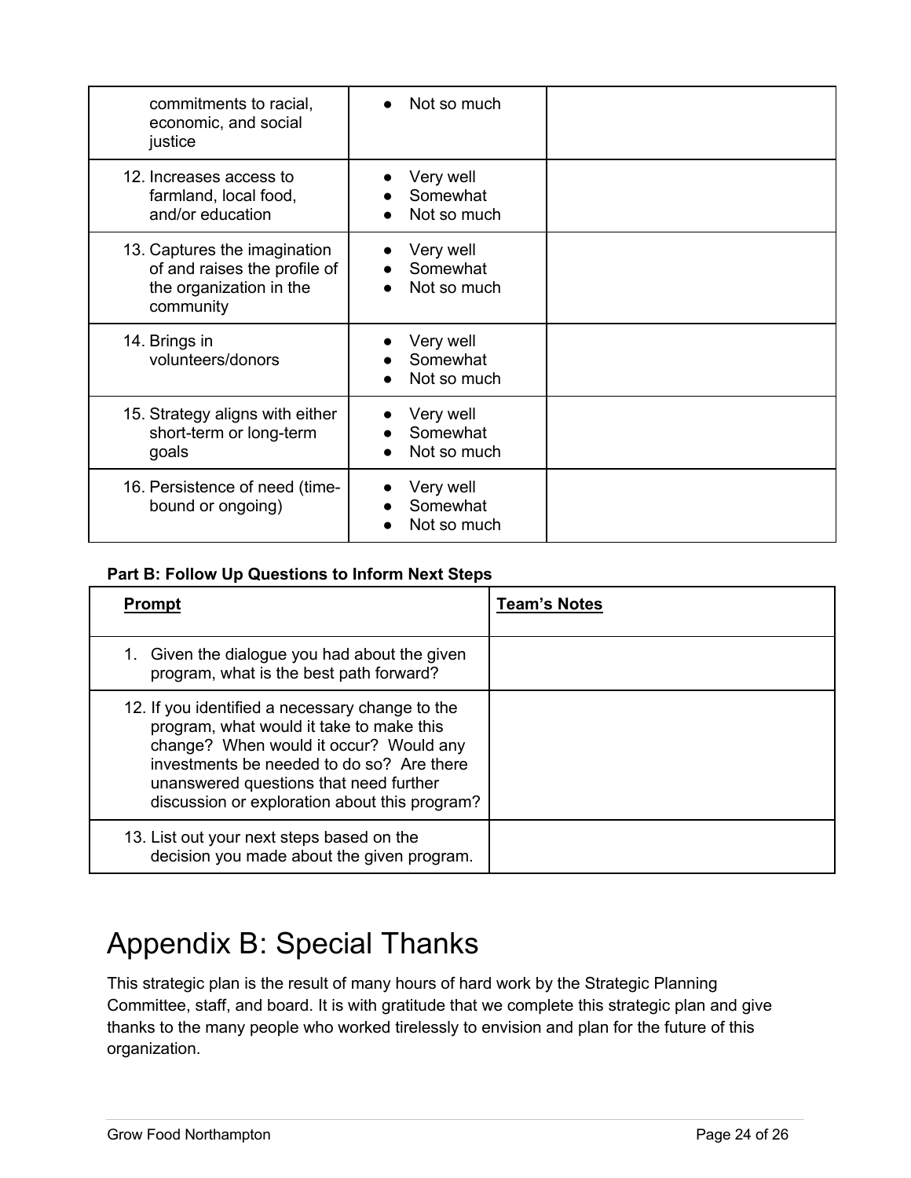| | | |
|---|---|---|
| commitments to racial, economic, and social justice | • Not so much | |
| 12. Increases access to farmland, local food, and/or education | • Very well<br>• Somewhat<br>• Not so much | |
| 13. Captures the imagination of and raises the profile of the organization in the community | • Very well<br>• Somewhat<br>• Not so much | |
| 14. Brings in volunteers/donors | • Very well<br>• Somewhat<br>• Not so much | |
| 15. Strategy aligns with either short-term or long-term goals | • Very well<br>• Somewhat<br>• Not so much | |
| 16. Persistence of need (time-bound or ongoing) | • Very well<br>• Somewhat<br>• Not so much | |

**Part B: Follow Up Questions to Inform Next Steps**

| **Prompt** | **Team's Notes** |
|---|---|
| 1. Given the dialogue you had about the given program, what is the best path forward? | |
| 12. If you identified a necessary change to the program, what would it take to make this change? When would it occur? Would any investments be needed to do so? Are there unanswered questions that need further discussion or exploration about this program? | |
| 13. List out your next steps based on the decision you made about the given program. | |

# Appendix B: Special Thanks

This strategic plan is the result of many hours of hard work by the Strategic Planning Committee, staff, and board. It is with gratitude that we complete this strategic plan and give thanks to the many people who worked tirelessly to envision and plan for the future of this organization.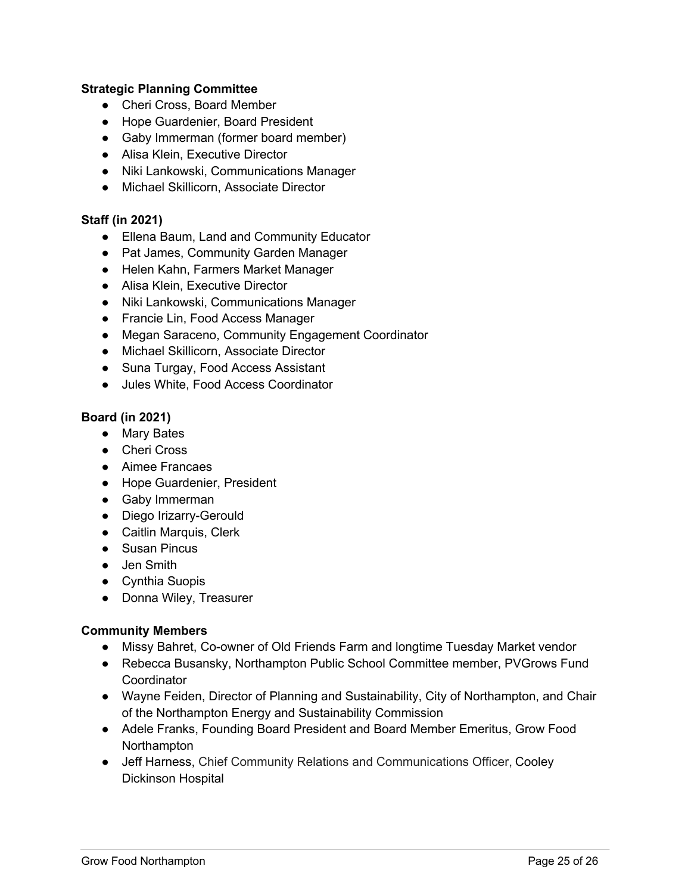**Strategic Planning Committee**

- Cheri Cross, Board Member
- Hope Guardenier, Board President
- Gaby Immerman (former board member)
- Alisa Klein, Executive Director
- Niki Lankowski, Communications Manager
- Michael Skillicorn, Associate Director

**Staff (in 2021)**

- Ellena Baum, Land and Community Educator
- Pat James, Community Garden Manager
- Helen Kahn, Farmers Market Manager
- Alisa Klein, Executive Director
- Niki Lankowski, Communications Manager
- Francie Lin, Food Access Manager
- Megan Saraceno, Community Engagement Coordinator
- Michael Skillicorn, Associate Director
- Suna Turgay, Food Access Assistant
- Jules White, Food Access Coordinator

**Board (in 2021)**

- Mary Bates
- Cheri Cross
- Aimee Francaes
- Hope Guardenier, President
- Gaby Immerman
- Diego Irizarry-Gerould
- Caitlin Marquis, Clerk
- Susan Pincus
- Jen Smith
- Cynthia Suopis
- Donna Wiley, Treasurer

**Community Members**

- Missy Bahret, Co-owner of Old Friends Farm and longtime Tuesday Market vendor
- Rebecca Busansky, Northampton Public School Committee member, PVGrows Fund Coordinator
- Wayne Feiden, Director of Planning and Sustainability, City of Northampton, and Chair of the Northampton Energy and Sustainability Commission
- Adele Franks, Founding Board President and Board Member Emeritus, Grow Food Northampton
- Jeff Harness, Chief Community Relations and Communications Officer, Cooley Dickinson Hospital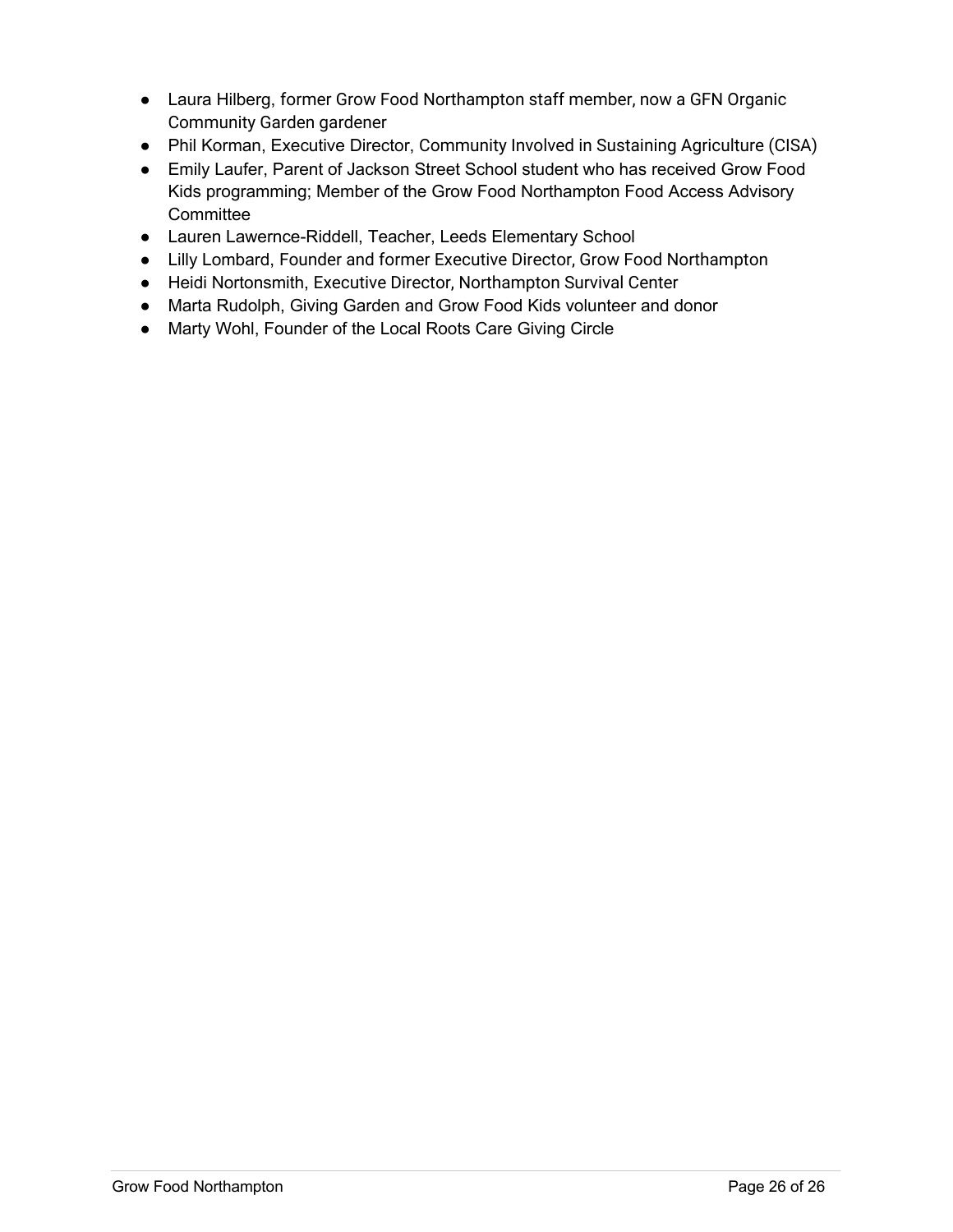- Laura Hilberg, former Grow Food Northampton staff member, now a GFN Organic Community Garden gardener
- Phil Korman, Executive Director, Community Involved in Sustaining Agriculture (CISA)
- Emily Laufer, Parent of Jackson Street School student who has received Grow Food Kids programming; Member of the Grow Food Northampton Food Access Advisory Committee
- Lauren Lawernce-Riddell, Teacher, Leeds Elementary School
- Lilly Lombard, Founder and former Executive Director, Grow Food Northampton
- Heidi Nortonsmith, Executive Director, Northampton Survival Center
- Marta Rudolph, Giving Garden and Grow Food Kids volunteer and donor
- Marty Wohl, Founder of the Local Roots Care Giving Circle